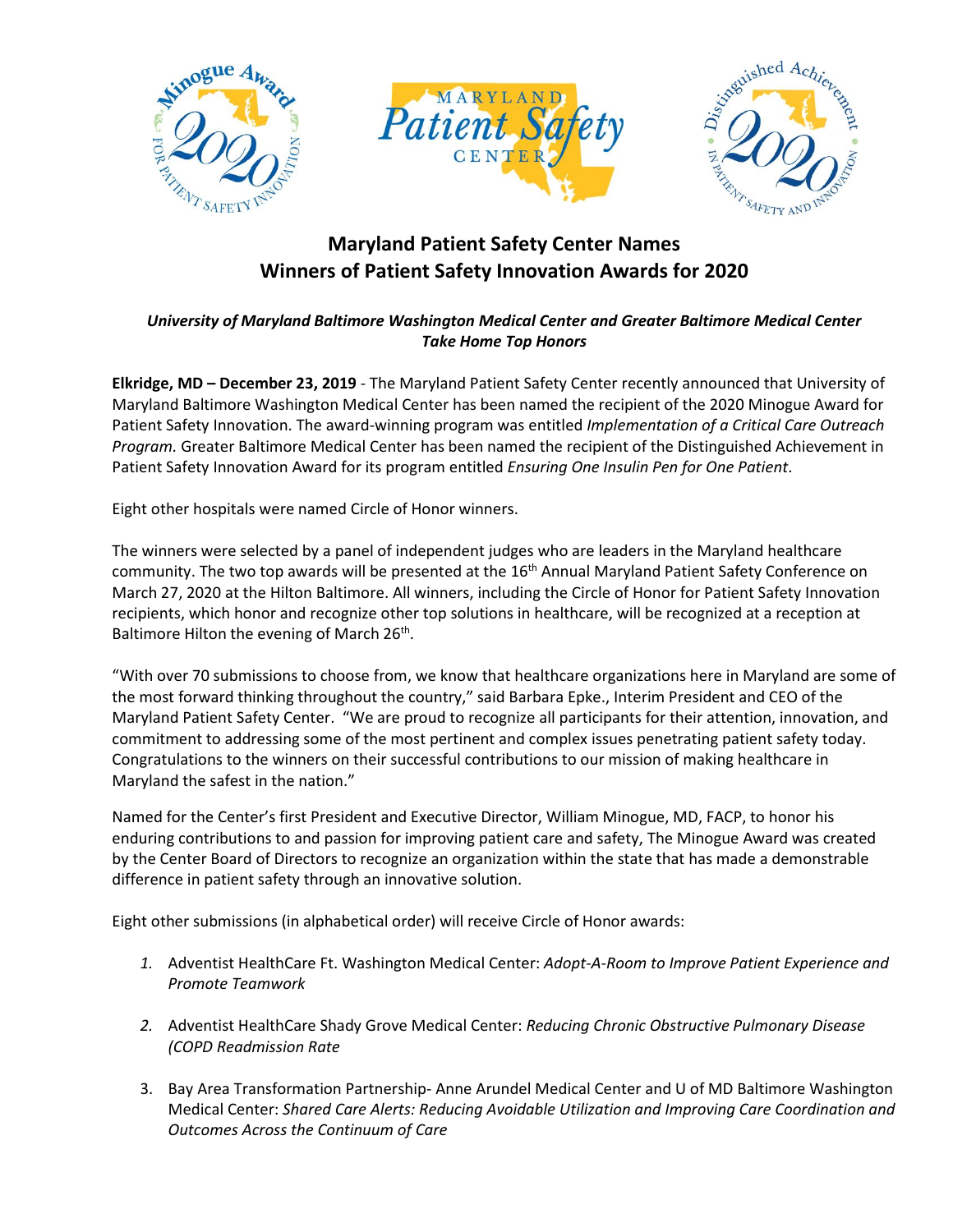# Maryland Patient Safety Center Names Winners of Patient Safety Innovation Awards for 2020

***University of Maryland Baltimore Washington Medical Center and Greater Baltimore Medical Center Take Home Top Honors***

**Elkridge, MD – December 23, 2019** - The Maryland Patient Safety Center recently announced that University of Maryland Baltimore Washington Medical Center has been named the recipient of the 2020 Minogue Award for Patient Safety Innovation. The award-winning program was entitled *Implementation of a Critical Care Outreach Program.* Greater Baltimore Medical Center has been named the recipient of the Distinguished Achievement in Patient Safety Innovation Award for its program entitled *Ensuring One Insulin Pen for One Patient*.

Eight other hospitals were named Circle of Honor winners.

The winners were selected by a panel of independent judges who are leaders in the Maryland healthcare community. The two top awards will be presented at the 16th Annual Maryland Patient Safety Conference on March 27, 2020 at the Hilton Baltimore. All winners, including the Circle of Honor for Patient Safety Innovation recipients, which honor and recognize other top solutions in healthcare, will be recognized at a reception at Baltimore Hilton the evening of March 26th.

"With over 70 submissions to choose from, we know that healthcare organizations here in Maryland are some of the most forward thinking throughout the country," said Barbara Epke., Interim President and CEO of the Maryland Patient Safety Center. "We are proud to recognize all participants for their attention, innovation, and commitment to addressing some of the most pertinent and complex issues penetrating patient safety today. Congratulations to the winners on their successful contributions to our mission of making healthcare in Maryland the safest in the nation."

Named for the Center's first President and Executive Director, William Minogue, MD, FACP, to honor his enduring contributions to and passion for improving patient care and safety, The Minogue Award was created by the Center Board of Directors to recognize an organization within the state that has made a demonstrable difference in patient safety through an innovative solution.

Eight other submissions (in alphabetical order) will receive Circle of Honor awards:

1. Adventist HealthCare Ft. Washington Medical Center: *Adopt-A-Room to Improve Patient Experience and Promote Teamwork*
2. Adventist HealthCare Shady Grove Medical Center: *Reducing Chronic Obstructive Pulmonary Disease (COPD Readmission Rate*
3. Bay Area Transformation Partnership- Anne Arundel Medical Center and U of MD Baltimore Washington Medical Center: *Shared Care Alerts: Reducing Avoidable Utilization and Improving Care Coordination and Outcomes Across the Continuum of Care*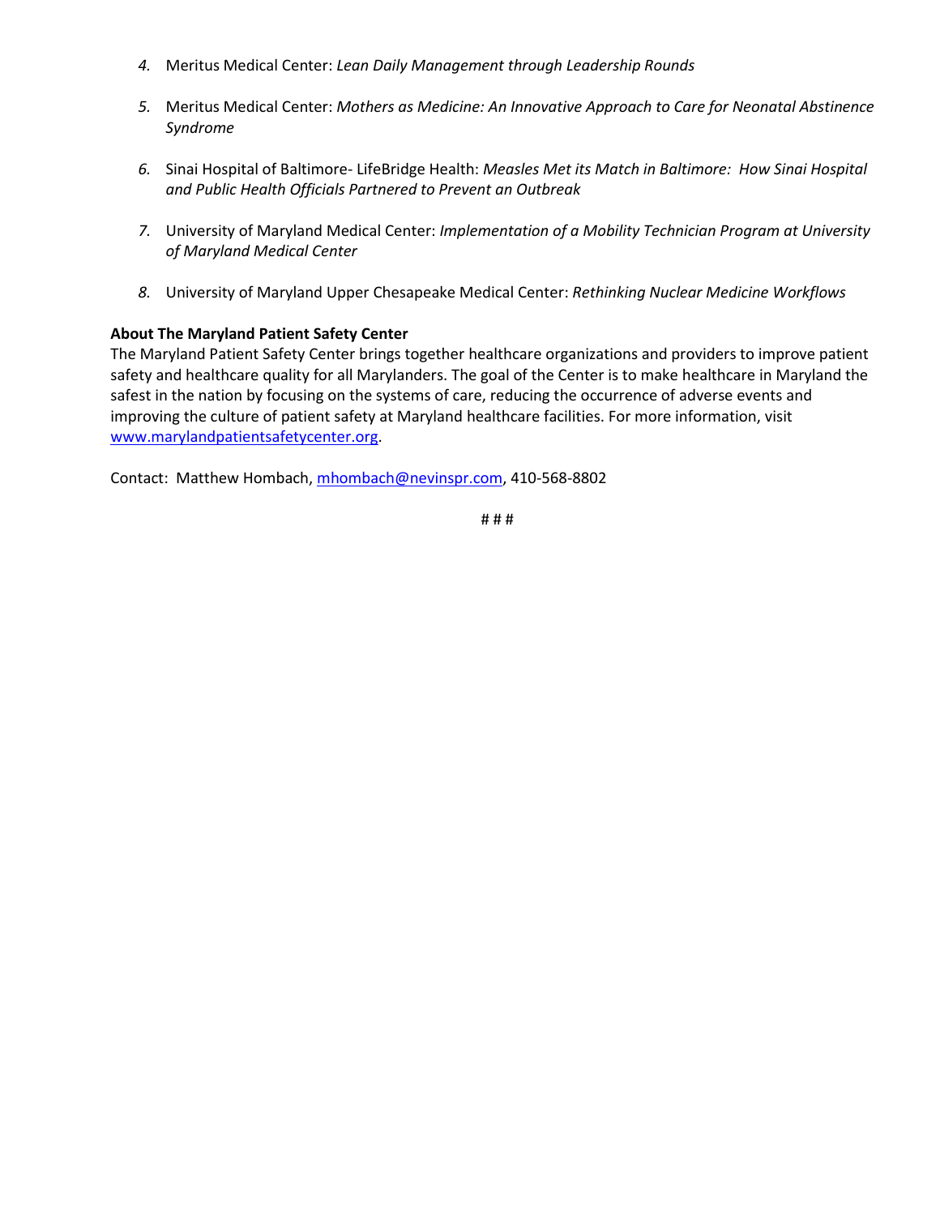4. Meritus Medical Center: *Lean Daily Management through Leadership Rounds*

5. Meritus Medical Center: *Mothers as Medicine: An Innovative Approach to Care for Neonatal Abstinence Syndrome*

6. Sinai Hospital of Baltimore- LifeBridge Health: *Measles Met its Match in Baltimore: How Sinai Hospital and Public Health Officials Partnered to Prevent an Outbreak*

7. University of Maryland Medical Center: *Implementation of a Mobility Technician Program at University of Maryland Medical Center*

8. University of Maryland Upper Chesapeake Medical Center: *Rethinking Nuclear Medicine Workflows*

**About The Maryland Patient Safety Center**

The Maryland Patient Safety Center brings together healthcare organizations and providers to improve patient safety and healthcare quality for all Marylanders. The goal of the Center is to make healthcare in Maryland the safest in the nation by focusing on the systems of care, reducing the occurrence of adverse events and improving the culture of patient safety at Maryland healthcare facilities. For more information, visit www.marylandpatientsafetycenter.org.

Contact: Matthew Hombach, mhombach@nevinspr.com, 410-568-8802

# # #